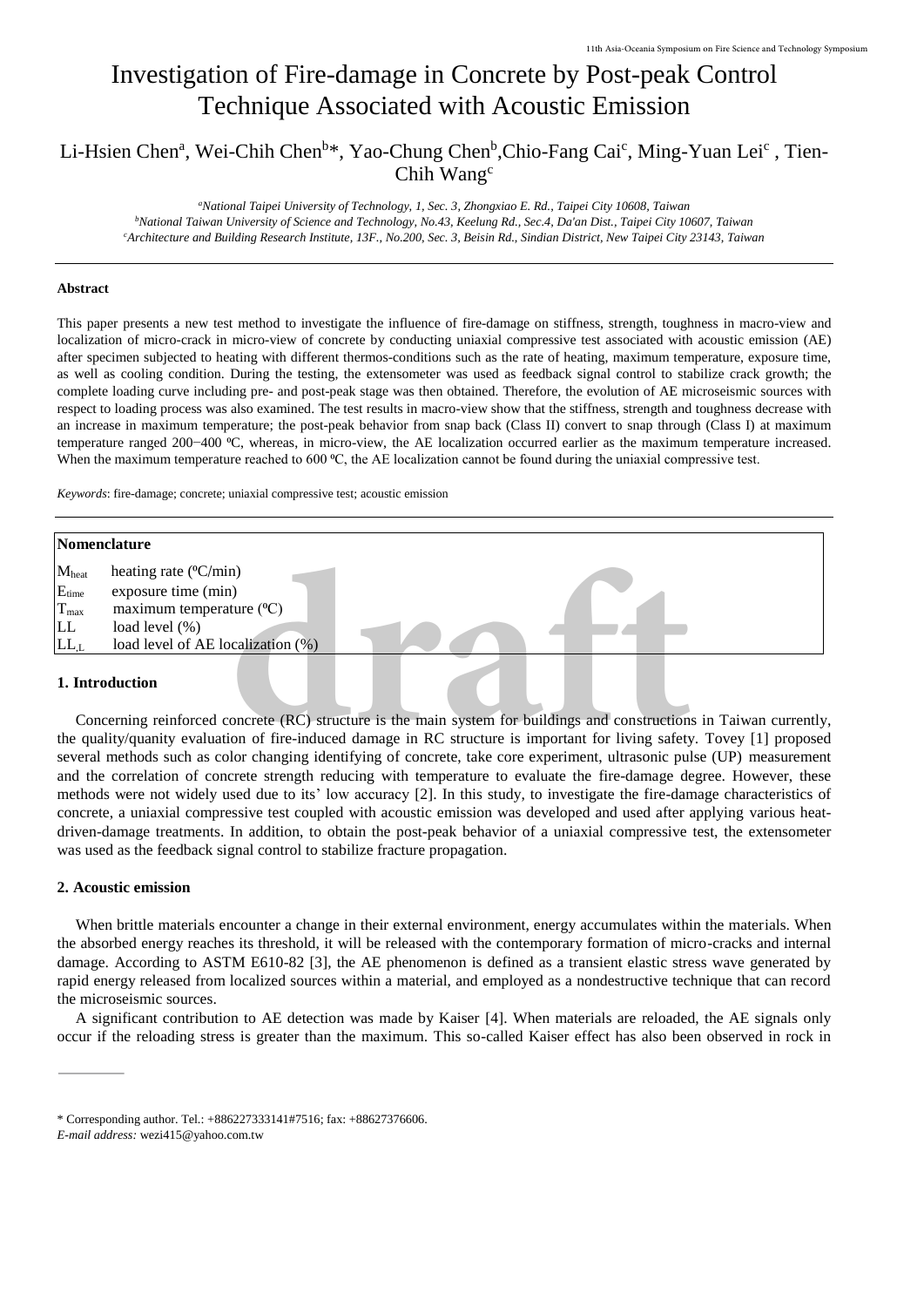# Investigation of Fire-damage in Concrete by Post-peak Control Technique Associated with Acoustic Emission

Li-Hsien Chen[a], Wei-Chih Chen[b]*, Yao-Chung Chen[b], Chio-Fang Cai[c], Ming-Yuan Lei[c], Tien-Chih Wang[c]

[a]*National Taipei University of Technology, 1, Sec. 3, Zhongxiao E. Rd., Taipei City 10608, Taiwan*
[b]*National Taiwan University of Science and Technology, No.43, Keelung Rd., Sec.4, Da'an Dist., Taipei City 10607, Taiwan*
[c]*Architecture and Building Research Institute, 13F., No.200, Sec. 3, Beisin Rd., Sindian District, New Taipei City 23143, Taiwan*

---

**Abstract**

This paper presents a new test method to investigate the influence of fire-damage on stiffness, strength, toughness in macro-view and localization of micro-crack in micro-view of concrete by conducting uniaxial compressive test associated with acoustic emission (AE) after specimen subjected to heating with different thermos-conditions such as the rate of heating, maximum temperature, exposure time, as well as cooling condition. During the testing, the extensometer was used as feedback signal control to stabilize crack growth; the complete loading curve including pre- and post-peak stage was then obtained. Therefore, the evolution of AE microseismic sources with respect to loading process was also examined. The test results in macro-view show that the stiffness, strength and toughness decrease with an increase in maximum temperature; the post-peak behavior from snap back (Class II) convert to snap through (Class I) at maximum temperature ranged 200−400 ºC, whereas, in micro-view, the AE localization occurred earlier as the maximum temperature increased. When the maximum temperature reached to 600 ºC, the AE localization cannot be found during the uniaxial compressive test.

*Keywords*: fire-damage; concrete; uniaxial compressive test; acoustic emission

---

| **Nomenclature** | |
|---|---|
| $M_{heat}$ | heating rate (ºC/min) |
| $E_{time}$ | exposure time (min) |
| $T_{max}$ | maximum temperature (ºC) |
| LL | load level (%) |
| $LL_{,L}$ | load level of AE localization (%) |

## 1. Introduction

Concerning reinforced concrete (RC) structure is the main system for buildings and constructions in Taiwan currently, the quality/quanity evaluation of fire-induced damage in RC structure is important for living safety. Tovey [1] proposed several methods such as color changing identifying of concrete, take core experiment, ultrasonic pulse (UP) measurement and the correlation of concrete strength reducing with temperature to evaluate the fire-damage degree. However, these methods were not widely used due to its' low accuracy [2]. In this study, to investigate the fire-damage characteristics of concrete, a uniaxial compressive test coupled with acoustic emission was developed and used after applying various heat-driven-damage treatments. In addition, to obtain the post-peak behavior of a uniaxial compressive test, the extensometer was used as the feedback signal control to stabilize fracture propagation.

## 2. Acoustic emission

When brittle materials encounter a change in their external environment, energy accumulates within the materials. When the absorbed energy reaches its threshold, it will be released with the contemporary formation of micro-cracks and internal damage. According to ASTM E610-82 [3], the AE phenomenon is defined as a transient elastic stress wave generated by rapid energy released from localized sources within a material, and employed as a nondestructive technique that can record the microseismic sources.

A significant contribution to AE detection was made by Kaiser [4]. When materials are reloaded, the AE signals only occur if the reloading stress is greater than the maximum. This so-called Kaiser effect has also been observed in rock in

---

\* Corresponding author. Tel.: +886227333141#7516; fax: +88627376606.
*E-mail address:* wezi415@yahoo.com.tw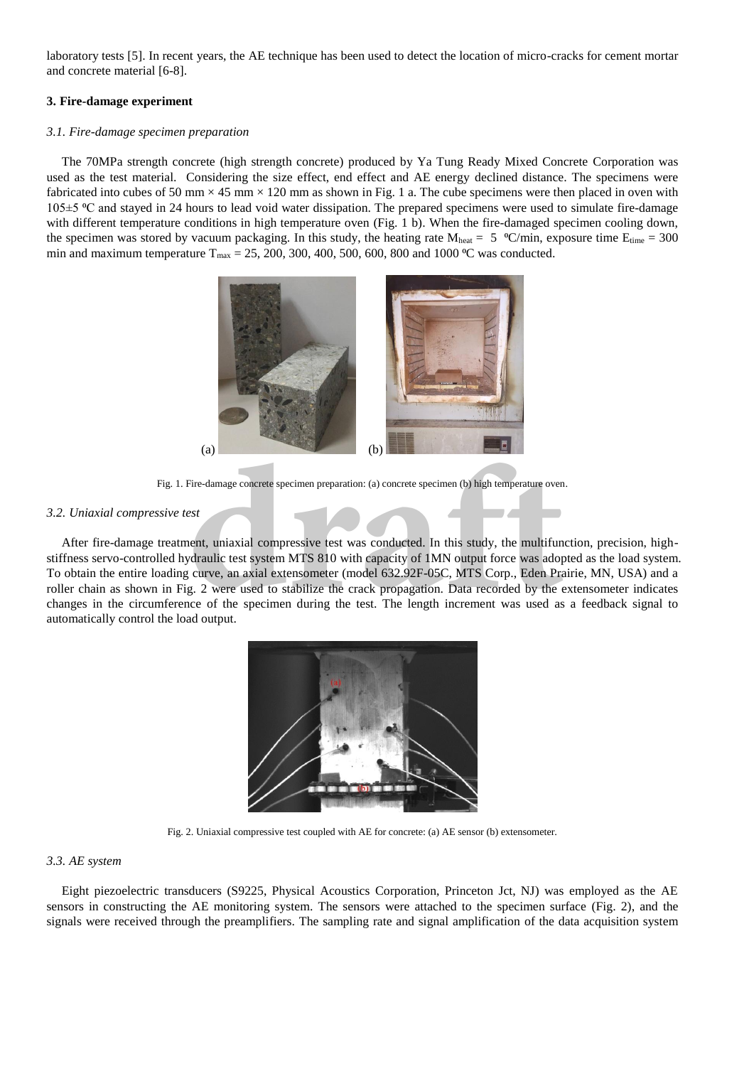laboratory tests [5]. In recent years, the AE technique has been used to detect the location of micro-cracks for cement mortar and concrete material [6-8].

### 3. Fire-damage experiment

#### *3.1. Fire-damage specimen preparation*

The 70MPa strength concrete (high strength concrete) produced by Ya Tung Ready Mixed Concrete Corporation was used as the test material. Considering the size effect, end effect and AE energy declined distance. The specimens were fabricated into cubes of 50 mm × 45 mm × 120 mm as shown in Fig. 1 a. The cube specimens were then placed in oven with 105±5 ºC and stayed in 24 hours to lead void water dissipation. The prepared specimens were used to simulate fire-damage with different temperature conditions in high temperature oven (Fig. 1 b). When the fire-damaged specimen cooling down, the specimen was stored by vacuum packaging. In this study, the heating rate $M_{heat}$ = 5 ºC/min, exposure time $E_{time}$ = 300 min and maximum temperature $T_{max}$ = 25, 200, 300, 400, 500, 600, 800 and 1000 ºC was conducted.

Fig. 1. Fire-damage concrete specimen preparation: (a) concrete specimen (b) high temperature oven.

#### *3.2. Uniaxial compressive test*

After fire-damage treatment, uniaxial compressive test was conducted. In this study, the multifunction, precision, high-stiffness servo-controlled hydraulic test system MTS 810 with capacity of 1MN output force was adopted as the load system. To obtain the entire loading curve, an axial extensometer (model 632.92F-05C, MTS Corp., Eden Prairie, MN, USA) and a roller chain as shown in Fig. 2 were used to stabilize the crack propagation. Data recorded by the extensometer indicates changes in the circumference of the specimen during the test. The length increment was used as a feedback signal to automatically control the load output.

Fig. 2. Uniaxial compressive test coupled with AE for concrete: (a) AE sensor (b) extensometer.

#### *3.3. AE system*

Eight piezoelectric transducers (S9225, Physical Acoustics Corporation, Princeton Jct, NJ) was employed as the AE sensors in constructing the AE monitoring system. The sensors were attached to the specimen surface (Fig. 2), and the signals were received through the preamplifiers. The sampling rate and signal amplification of the data acquisition system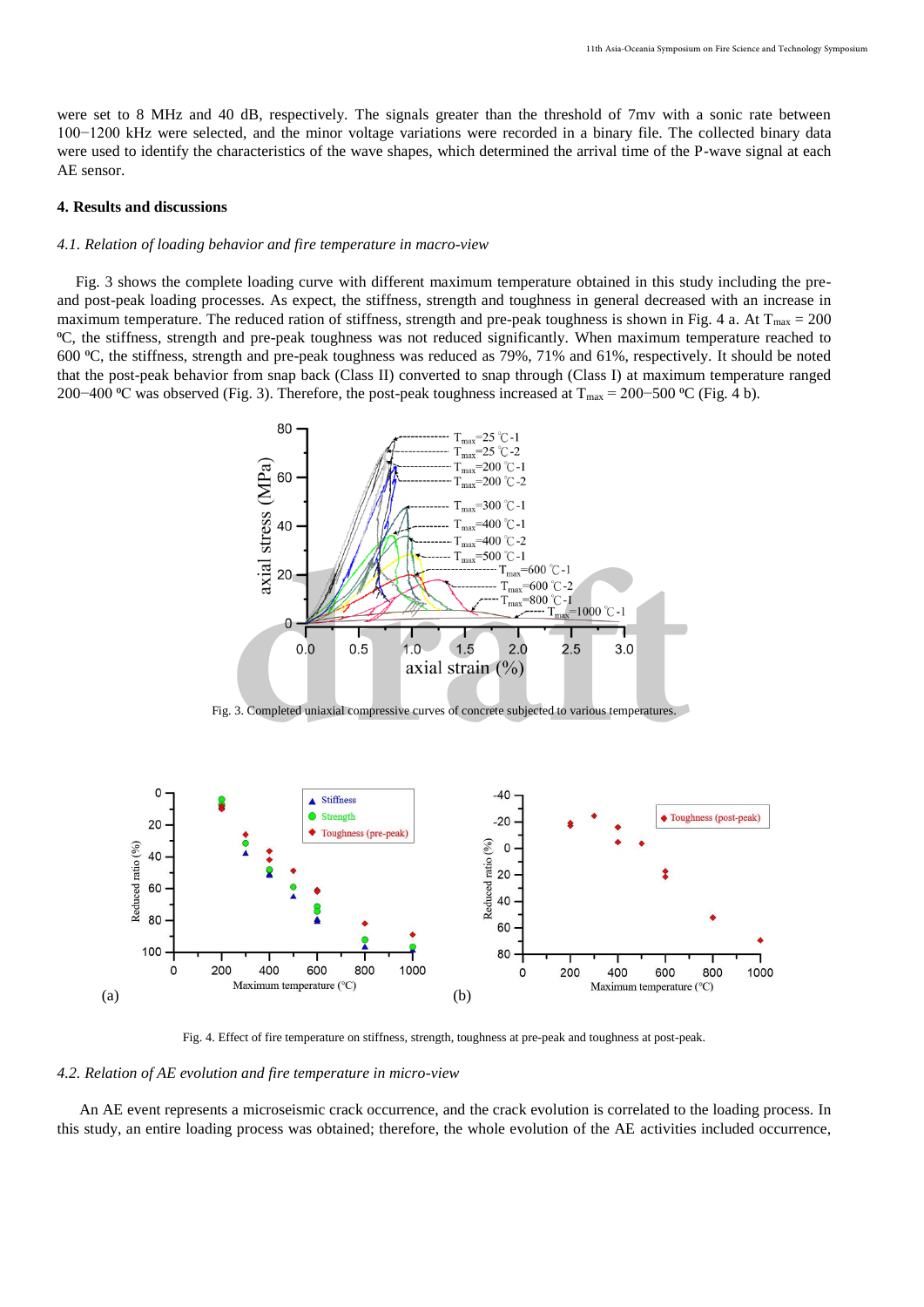were set to 8 MHz and 40 dB, respectively. The signals greater than the threshold of 7mv with a sonic rate between 100−1200 kHz were selected, and the minor voltage variations were recorded in a binary file. The collected binary data were used to identify the characteristics of the wave shapes, which determined the arrival time of the P-wave signal at each AE sensor.

## 4. Results and discussions

### *4.1. Relation of loading behavior and fire temperature in macro-view*

Fig. 3 shows the complete loading curve with different maximum temperature obtained in this study including the pre- and post-peak loading processes. As expect, the stiffness, strength and toughness in general decreased with an increase in maximum temperature. The reduced ration of stiffness, strength and pre-peak toughness is shown in Fig. 4 a. At $T_{max}$ = 200 ºC, the stiffness, strength and pre-peak toughness was not reduced significantly. When maximum temperature reached to 600 ºC, the stiffness, strength and pre-peak toughness was reduced as 79%, 71% and 61%, respectively. It should be noted that the post-peak behavior from snap back (Class II) converted to snap through (Class I) at maximum temperature ranged 200−400 ºC was observed (Fig. 3). Therefore, the post-peak toughness increased at $T_{max}$ = 200−500 ºC (Fig. 4 b).

Fig. 3. Completed uniaxial compressive curves of concrete subjected to various temperatures.

Fig. 4. Effect of fire temperature on stiffness, strength, toughness at pre-peak and toughness at post-peak.

### *4.2. Relation of AE evolution and fire temperature in micro-view*

An AE event represents a microseismic crack occurrence, and the crack evolution is correlated to the loading process. In this study, an entire loading process was obtained; therefore, the whole evolution of the AE activities included occurrence,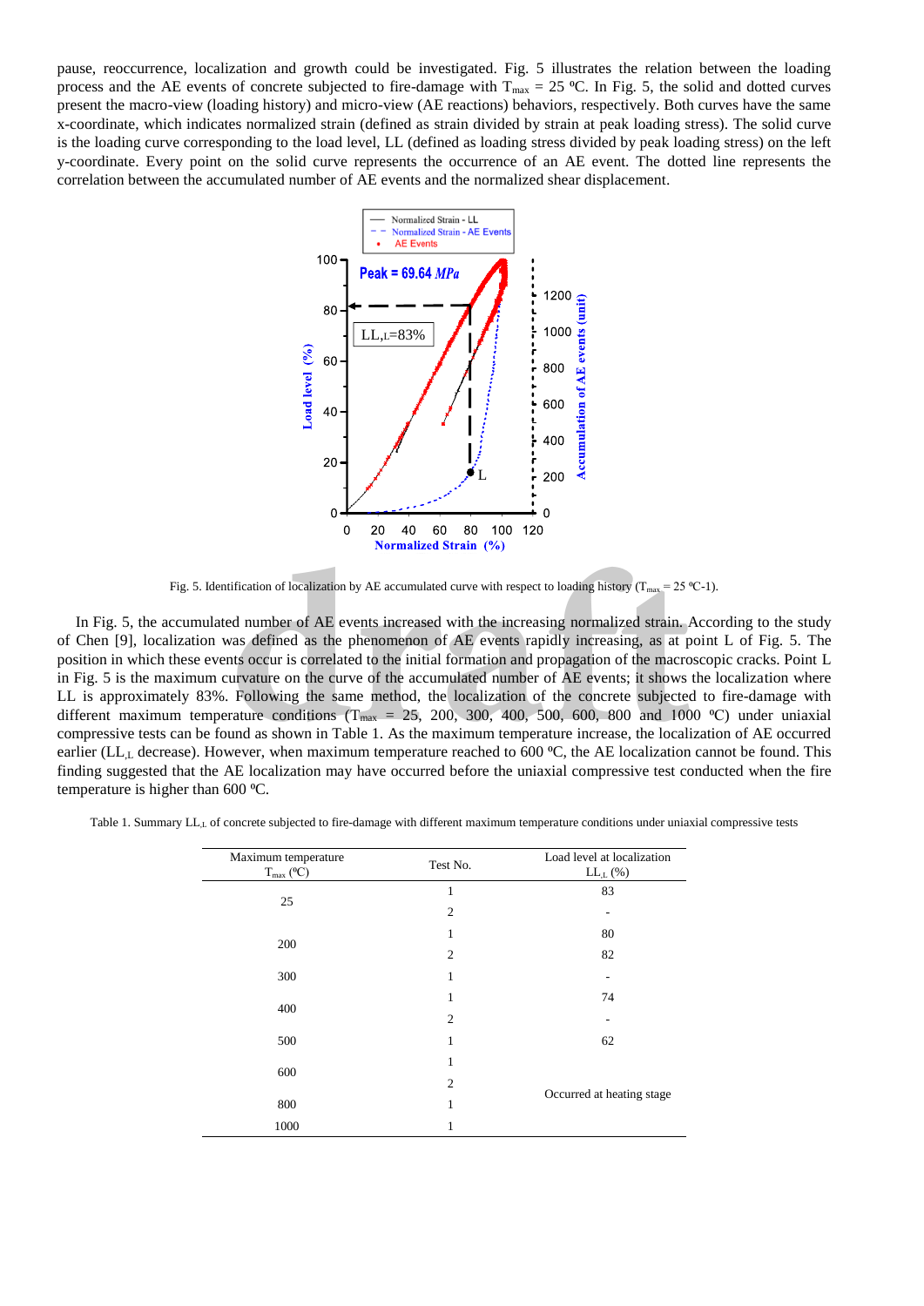pause, reoccurrence, localization and growth could be investigated. Fig. 5 illustrates the relation between the loading process and the AE events of concrete subjected to fire-damage with $T_{max}$ = 25 ºC. In Fig. 5, the solid and dotted curves present the macro-view (loading history) and micro-view (AE reactions) behaviors, respectively. Both curves have the same x-coordinate, which indicates normalized strain (defined as strain divided by strain at peak loading stress). The solid curve is the loading curve corresponding to the load level, LL (defined as loading stress divided by peak loading stress) on the left y-coordinate. Every point on the solid curve represents the occurrence of an AE event. The dotted line represents the correlation between the accumulated number of AE events and the normalized shear displacement.

Fig. 5. Identification of localization by AE accumulated curve with respect to loading history ($T_{max}$ = 25 ºC-1).

In Fig. 5, the accumulated number of AE events increased with the increasing normalized strain. According to the study of Chen [9], localization was defined as the phenomenon of AE events rapidly increasing, as at point L of Fig. 5. The position in which these events occur is correlated to the initial formation and propagation of the macroscopic cracks. Point L in Fig. 5 is the maximum curvature on the curve of the accumulated number of AE events; it shows the localization where LL is approximately 83%. Following the same method, the localization of the concrete subjected to fire-damage with different maximum temperature conditions ($T_{max}$ = 25, 200, 300, 400, 500, 600, 800 and 1000 ºC) under uniaxial compressive tests can be found as shown in Table 1. As the maximum temperature increase, the localization of AE occurred earlier ($LL_{,L}$ decrease). However, when maximum temperature reached to 600 ºC, the AE localization cannot be found. This finding suggested that the AE localization may have occurred before the uniaxial compressive test conducted when the fire temperature is higher than 600 ºC.

Table 1. Summary $LL_{,L}$ of concrete subjected to fire-damage with different maximum temperature conditions under uniaxial compressive tests

| Maximum temperature $T_{max}$ (ºC) | Test No. | Load level at localization $LL_{,L}$ (%) |
|---|---|---|
| 25 | 1 | 83 |
| | 2 | - |
| 200 | 1 | 80 |
| | 2 | 82 |
| 300 | 1 | - |
| 400 | 1 | 74 |
| | 2 | - |
| 500 | 1 | 62 |
| 600 | 1 | Occurred at heating stage |
| | 2 | |
| 800 | 1 | |
| 1000 | 1 | |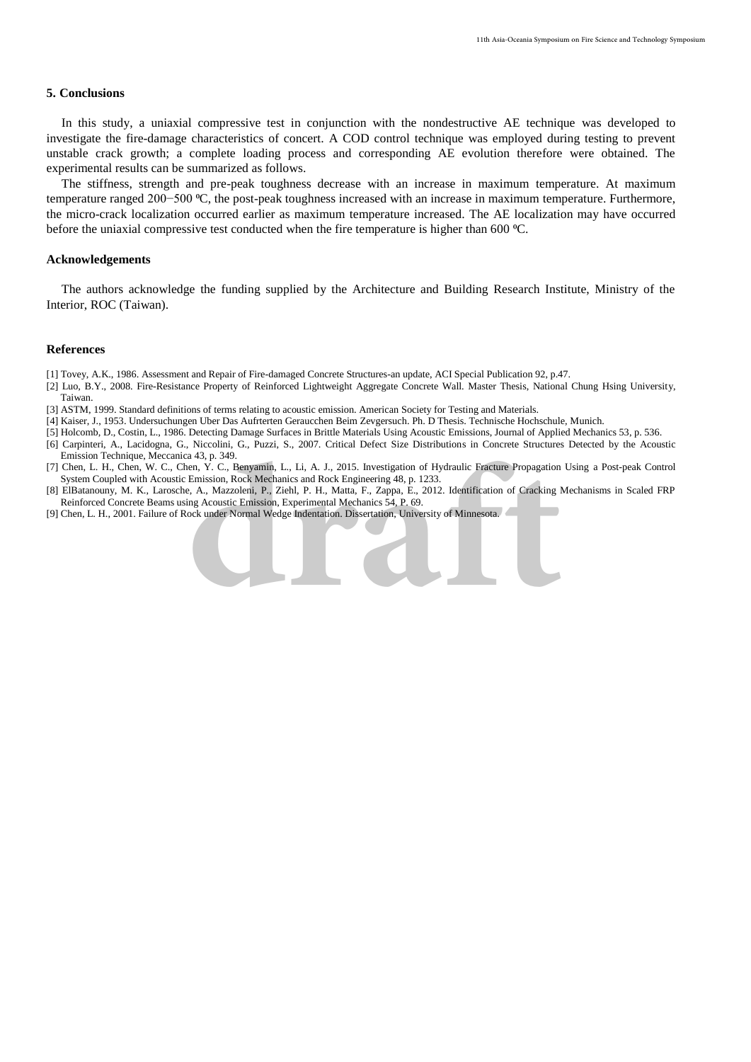## 5. Conclusions

In this study, a uniaxial compressive test in conjunction with the nondestructive AE technique was developed to investigate the fire-damage characteristics of concert. A COD control technique was employed during testing to prevent unstable crack growth; a complete loading process and corresponding AE evolution therefore were obtained. The experimental results can be summarized as follows.

The stiffness, strength and pre-peak toughness decrease with an increase in maximum temperature. At maximum temperature ranged 200−500 ºC, the post-peak toughness increased with an increase in maximum temperature. Furthermore, the micro-crack localization occurred earlier as maximum temperature increased. The AE localization may have occurred before the uniaxial compressive test conducted when the fire temperature is higher than 600 ºC.

## Acknowledgements

The authors acknowledge the funding supplied by the Architecture and Building Research Institute, Ministry of the Interior, ROC (Taiwan).

## References

[1] Tovey, A.K., 1986. Assessment and Repair of Fire-damaged Concrete Structures-an update, ACI Special Publication 92, p.47.

[2] Luo, B.Y., 2008. Fire-Resistance Property of Reinforced Lightweight Aggregate Concrete Wall. Master Thesis, National Chung Hsing University, Taiwan.

[3] ASTM, 1999. Standard definitions of terms relating to acoustic emission. American Society for Testing and Materials.

[4] Kaiser, J., 1953. Undersuchungen Uber Das Aufrterten Geraucchen Beim Zevgersuch. Ph. D Thesis. Technische Hochschule, Munich.

[5] Holcomb, D., Costin, L., 1986. Detecting Damage Surfaces in Brittle Materials Using Acoustic Emissions, Journal of Applied Mechanics 53, p. 536.

[6] Carpinteri, A., Lacidogna, G., Niccolini, G., Puzzi, S., 2007. Critical Defect Size Distributions in Concrete Structures Detected by the Acoustic Emission Technique, Meccanica 43, p. 349.

[7] Chen, L. H., Chen, W. C., Chen, Y. C., Benyamin, L., Li, A. J., 2015. Investigation of Hydraulic Fracture Propagation Using a Post-peak Control System Coupled with Acoustic Emission, Rock Mechanics and Rock Engineering 48, p. 1233.

[8] ElBatanouny, M. K., Larosche, A., Mazzoleni, P., Ziehl, P. H., Matta, F., Zappa, E., 2012. Identification of Cracking Mechanisms in Scaled FRP Reinforced Concrete Beams using Acoustic Emission, Experimental Mechanics 54, P. 69.

[9] Chen, L. H., 2001. Failure of Rock under Normal Wedge Indentation. Dissertation, University of Minnesota.